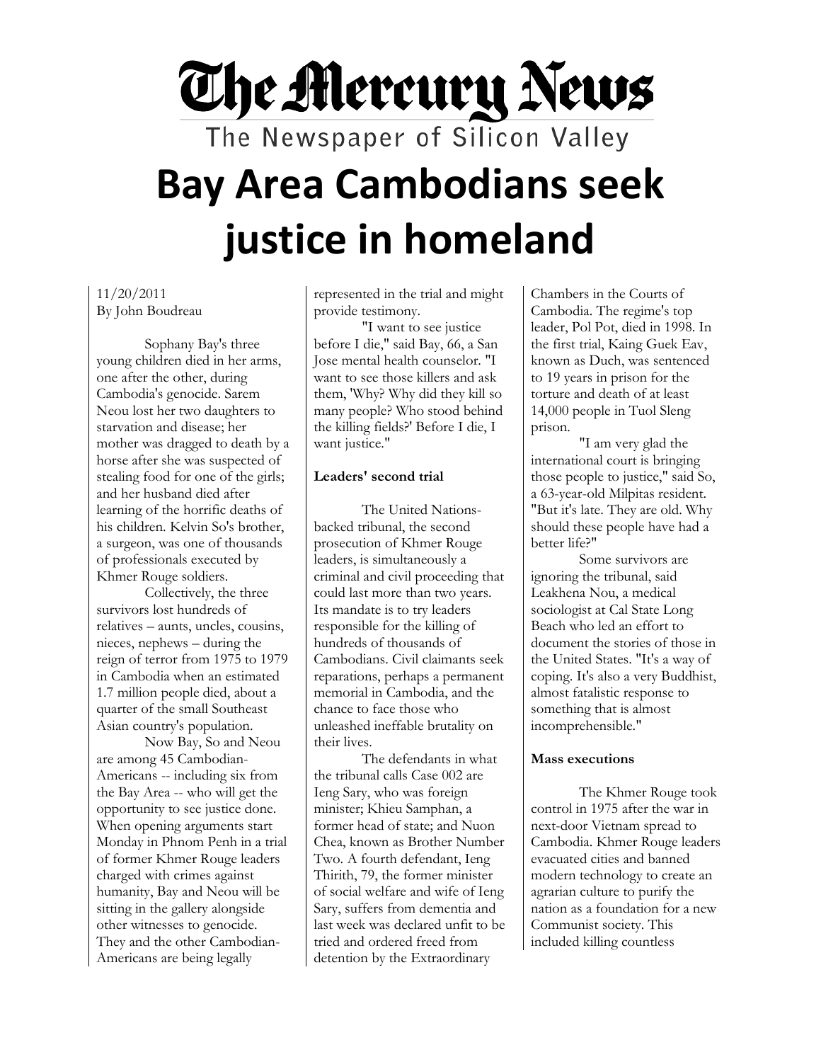# The Mercury News

The Newspaper of Silicon Valley

# Bay Area Cambodians seek justice in homeland

11/20/2011
By John Boudreau

Sophany Bay's three young children died in her arms, one after the other, during Cambodia's genocide. Sarem Neou lost her two daughters to starvation and disease; her mother was dragged to death by a horse after she was suspected of stealing food for one of the girls; and her husband died after learning of the horrific deaths of his children. Kelvin So's brother, a surgeon, was one of thousands of professionals executed by Khmer Rouge soldiers.

Collectively, the three survivors lost hundreds of relatives – aunts, uncles, cousins, nieces, nephews – during the reign of terror from 1975 to 1979 in Cambodia when an estimated 1.7 million people died, about a quarter of the small Southeast Asian country's population.

Now Bay, So and Neou are among 45 Cambodian-Americans -- including six from the Bay Area -- who will get the opportunity to see justice done. When opening arguments start Monday in Phnom Penh in a trial of former Khmer Rouge leaders charged with crimes against humanity, Bay and Neou will be sitting in the gallery alongside other witnesses to genocide. They and the other Cambodian-Americans are being legally represented in the trial and might provide testimony.

"I want to see justice before I die," said Bay, 66, a San Jose mental health counselor. "I want to see those killers and ask them, 'Why? Why did they kill so many people? Who stood behind the killing fields?' Before I die, I want justice."

**Leaders' second trial**

The United Nations-backed tribunal, the second prosecution of Khmer Rouge leaders, is simultaneously a criminal and civil proceeding that could last more than two years. Its mandate is to try leaders responsible for the killing of hundreds of thousands of Cambodians. Civil claimants seek reparations, perhaps a permanent memorial in Cambodia, and the chance to face those who unleashed ineffable brutality on their lives.

The defendants in what the tribunal calls Case 002 are Ieng Sary, who was foreign minister; Khieu Samphan, a former head of state; and Nuon Chea, known as Brother Number Two. A fourth defendant, Ieng Thirith, 79, the former minister of social welfare and wife of Ieng Sary, suffers from dementia and last week was declared unfit to be tried and ordered freed from detention by the Extraordinary Chambers in the Courts of Cambodia. The regime's top leader, Pol Pot, died in 1998. In the first trial, Kaing Guek Eav, known as Duch, was sentenced to 19 years in prison for the torture and death of at least 14,000 people in Tuol Sleng prison.

"I am very glad the international court is bringing those people to justice," said So, a 63-year-old Milpitas resident. "But it's late. They are old. Why should these people have had a better life?"

Some survivors are ignoring the tribunal, said Leakhena Nou, a medical sociologist at Cal State Long Beach who led an effort to document the stories of those in the United States. "It's a way of coping. It's also a very Buddhist, almost fatalistic response to something that is almost incomprehensible."

**Mass executions**

The Khmer Rouge took control in 1975 after the war in next-door Vietnam spread to Cambodia. Khmer Rouge leaders evacuated cities and banned modern technology to create an agrarian culture to purify the nation as a foundation for a new Communist society. This included killing countless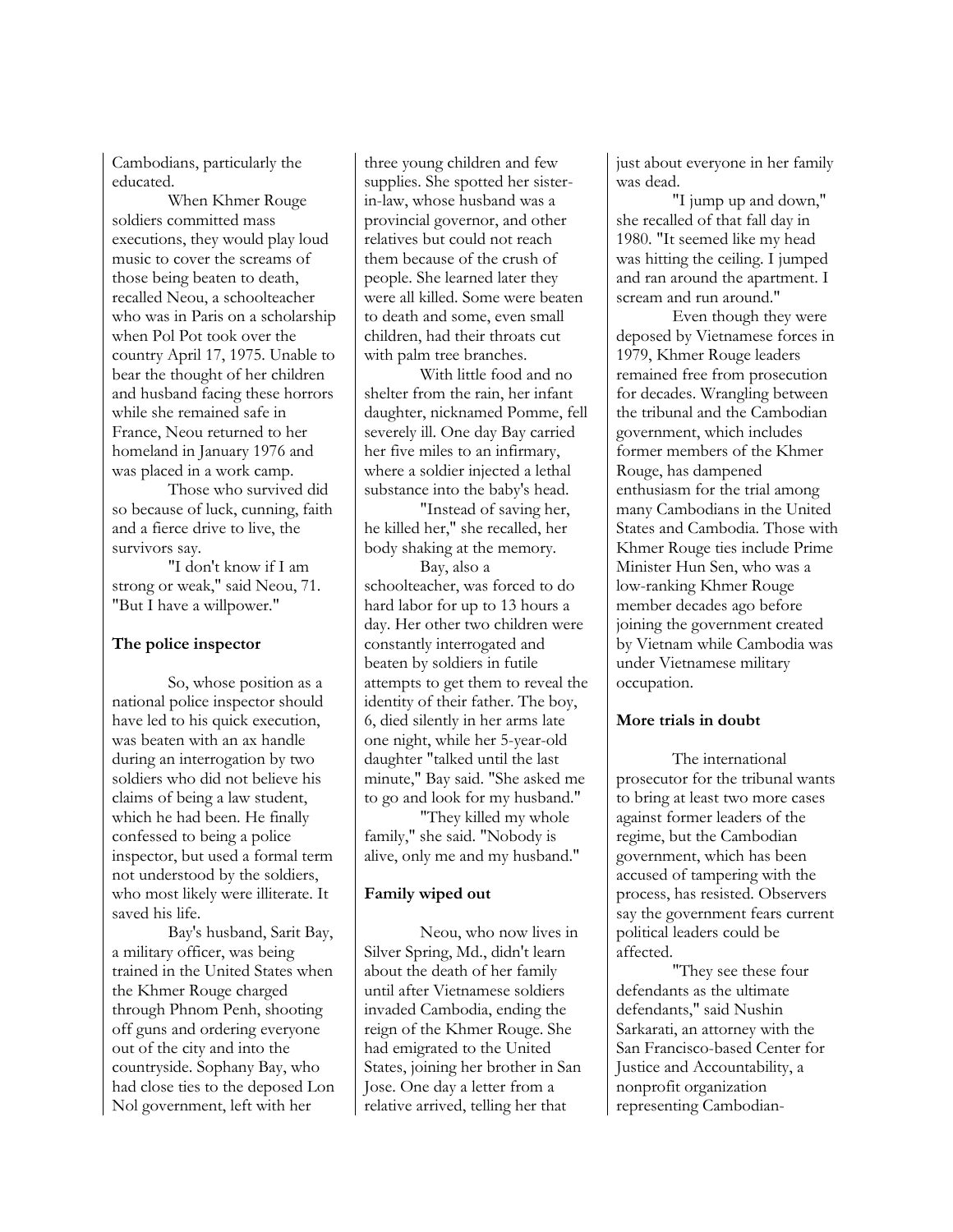Cambodians, particularly the educated.

When Khmer Rouge soldiers committed mass executions, they would play loud music to cover the screams of those being beaten to death, recalled Neou, a schoolteacher who was in Paris on a scholarship when Pol Pot took over the country April 17, 1975. Unable to bear the thought of her children and husband facing these horrors while she remained safe in France, Neou returned to her homeland in January 1976 and was placed in a work camp.

Those who survived did so because of luck, cunning, faith and a fierce drive to live, the survivors say.

"I don't know if I am strong or weak," said Neou, 71. "But I have a willpower."

**The police inspector**

So, whose position as a national police inspector should have led to his quick execution, was beaten with an ax handle during an interrogation by two soldiers who did not believe his claims of being a law student, which he had been. He finally confessed to being a police inspector, but used a formal term not understood by the soldiers, who most likely were illiterate. It saved his life.

Bay's husband, Sarit Bay, a military officer, was being trained in the United States when the Khmer Rouge charged through Phnom Penh, shooting off guns and ordering everyone out of the city and into the countryside. Sophany Bay, who had close ties to the deposed Lon Nol government, left with her three young children and few supplies. She spotted her sister-in-law, whose husband was a provincial governor, and other relatives but could not reach them because of the crush of people. She learned later they were all killed. Some were beaten to death and some, even small children, had their throats cut with palm tree branches.

With little food and no shelter from the rain, her infant daughter, nicknamed Pomme, fell severely ill. One day Bay carried her five miles to an infirmary, where a soldier injected a lethal substance into the baby's head.

"Instead of saving her, he killed her," she recalled, her body shaking at the memory.

Bay, also a schoolteacher, was forced to do hard labor for up to 13 hours a day. Her other two children were constantly interrogated and beaten by soldiers in futile attempts to get them to reveal the identity of their father. The boy, 6, died silently in her arms late one night, while her 5-year-old daughter "talked until the last minute," Bay said. "She asked me to go and look for my husband."

"They killed my whole family," she said. "Nobody is alive, only me and my husband."

**Family wiped out**

Neou, who now lives in Silver Spring, Md., didn't learn about the death of her family until after Vietnamese soldiers invaded Cambodia, ending the reign of the Khmer Rouge. She had emigrated to the United States, joining her brother in San Jose. One day a letter from a relative arrived, telling her that just about everyone in her family was dead.

"I jump up and down," she recalled of that fall day in 1980. "It seemed like my head was hitting the ceiling. I jumped and ran around the apartment. I scream and run around."

Even though they were deposed by Vietnamese forces in 1979, Khmer Rouge leaders remained free from prosecution for decades. Wrangling between the tribunal and the Cambodian government, which includes former members of the Khmer Rouge, has dampened enthusiasm for the trial among many Cambodians in the United States and Cambodia. Those with Khmer Rouge ties include Prime Minister Hun Sen, who was a low-ranking Khmer Rouge member decades ago before joining the government created by Vietnam while Cambodia was under Vietnamese military occupation.

**More trials in doubt**

The international prosecutor for the tribunal wants to bring at least two more cases against former leaders of the regime, but the Cambodian government, which has been accused of tampering with the process, has resisted. Observers say the government fears current political leaders could be affected.

"They see these four defendants as the ultimate defendants," said Nushin Sarkarati, an attorney with the San Francisco-based Center for Justice and Accountability, a nonprofit organization representing Cambodian-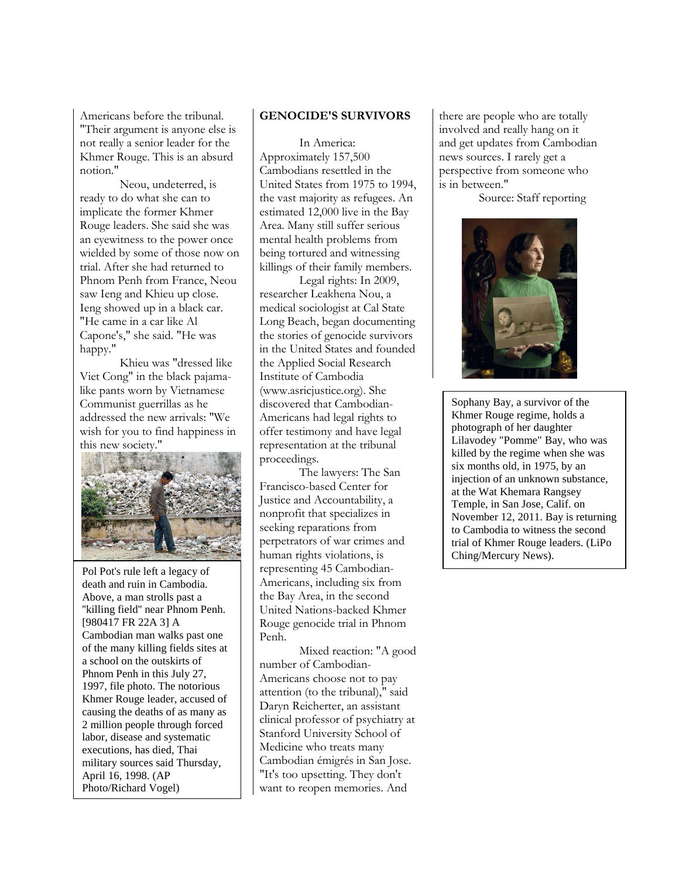Americans before the tribunal. "Their argument is anyone else is not really a senior leader for the Khmer Rouge. This is an absurd notion."

Neou, undeterred, is ready to do what she can to implicate the former Khmer Rouge leaders. She said she was an eyewitness to the power once wielded by some of those now on trial. After she had returned to Phnom Penh from France, Neou saw Ieng and Khieu up close. Ieng showed up in a black car. "He came in a car like Al Capone's," she said. "He was happy."

Khieu was "dressed like Viet Cong" in the black pajama-like pants worn by Vietnamese Communist guerrillas as he addressed the new arrivals: "We wish for you to find happiness in this new society."

Pol Pot's rule left a legacy of death and ruin in Cambodia. Above, a man strolls past a "killing field" near Phnom Penh. [980417 FR 22A 3] A Cambodian man walks past one of the many killing fields sites at a school on the outskirts of Phnom Penh in this July 27, 1997, file photo. The notorious Khmer Rouge leader, accused of causing the deaths of as many as 2 million people through forced labor, disease and systematic executions, has died, Thai military sources said Thursday, April 16, 1998. (AP Photo/Richard Vogel)

**GENOCIDE'S SURVIVORS**

In America: Approximately 157,500 Cambodians resettled in the United States from 1975 to 1994, the vast majority as refugees. An estimated 12,000 live in the Bay Area. Many still suffer serious mental health problems from being tortured and witnessing killings of their family members.

Legal rights: In 2009, researcher Leakhena Nou, a medical sociologist at Cal State Long Beach, began documenting the stories of genocide survivors in the United States and founded the Applied Social Research Institute of Cambodia (www.asricjustice.org). She discovered that Cambodian-Americans had legal rights to offer testimony and have legal representation at the tribunal proceedings.

The lawyers: The San Francisco-based Center for Justice and Accountability, a nonprofit that specializes in seeking reparations from perpetrators of war crimes and human rights violations, is representing 45 Cambodian-Americans, including six from the Bay Area, in the second United Nations-backed Khmer Rouge genocide trial in Phnom Penh.

Mixed reaction: "A good number of Cambodian-Americans choose not to pay attention (to the tribunal)," said Daryn Reicherter, an assistant clinical professor of psychiatry at Stanford University School of Medicine who treats many Cambodian émigrés in San Jose. "It's too upsetting. They don't want to reopen memories. And there are people who are totally involved and really hang on it and get updates from Cambodian news sources. I rarely get a perspective from someone who is in between."

Source: Staff reporting

Sophany Bay, a survivor of the Khmer Rouge regime, holds a photograph of her daughter Lilavodey "Pomme" Bay, who was killed by the regime when she was six months old, in 1975, by an injection of an unknown substance, at the Wat Khemara Rangsey Temple, in San Jose, Calif. on November 12, 2011. Bay is returning to Cambodia to witness the second trial of Khmer Rouge leaders. (LiPo Ching/Mercury News).